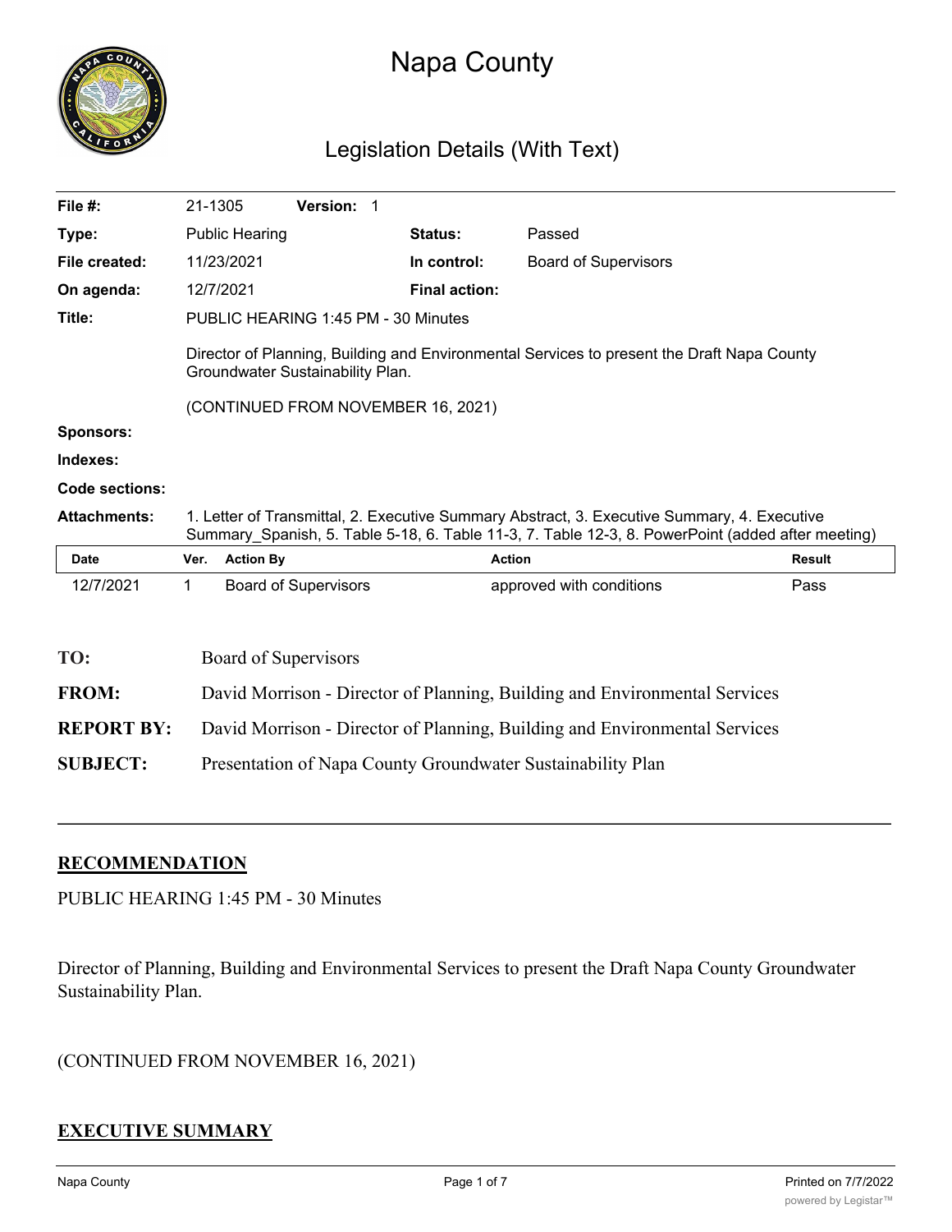# Napa County

## Legislation Details (With Text)

| | | | |
|---|---|---|---|
| **File #:** | 21-1305 **Version:** 1 | | |
| **Type:** | Public Hearing | **Status:** | Passed |
| **File created:** | 11/23/2021 | **In control:** | Board of Supervisors |
| **On agenda:** | 12/7/2021 | **Final action:** | |
| **Title:** | PUBLIC HEARING 1:45 PM - 30 Minutes<br><br>Director of Planning, Building and Environmental Services to present the Draft Napa County Groundwater Sustainability Plan.<br><br>(CONTINUED FROM NOVEMBER 16, 2021) | | |
| **Sponsors:** | | | |
| **Indexes:** | | | |
| **Code sections:** | | | |
| **Attachments:** | 1. Letter of Transmittal, 2. Executive Summary Abstract, 3. Executive Summary, 4. Executive Summary_Spanish, 5. Table 5-18, 6. Table 11-3, 7. Table 12-3, 8. PowerPoint (added after meeting) | | |

| Date | Ver. | Action By | Action | Result |
|---|---|---|---|---|
| 12/7/2021 | 1 | Board of Supervisors | approved with conditions | Pass |

**TO:** Board of Supervisors

**FROM:** David Morrison - Director of Planning, Building and Environmental Services

**REPORT BY:** David Morrison - Director of Planning, Building and Environmental Services

**SUBJECT:** Presentation of Napa County Groundwater Sustainability Plan

---

## RECOMMENDATION

PUBLIC HEARING 1:45 PM - 30 Minutes

Director of Planning, Building and Environmental Services to present the Draft Napa County Groundwater Sustainability Plan.

(CONTINUED FROM NOVEMBER 16, 2021)

## EXECUTIVE SUMMARY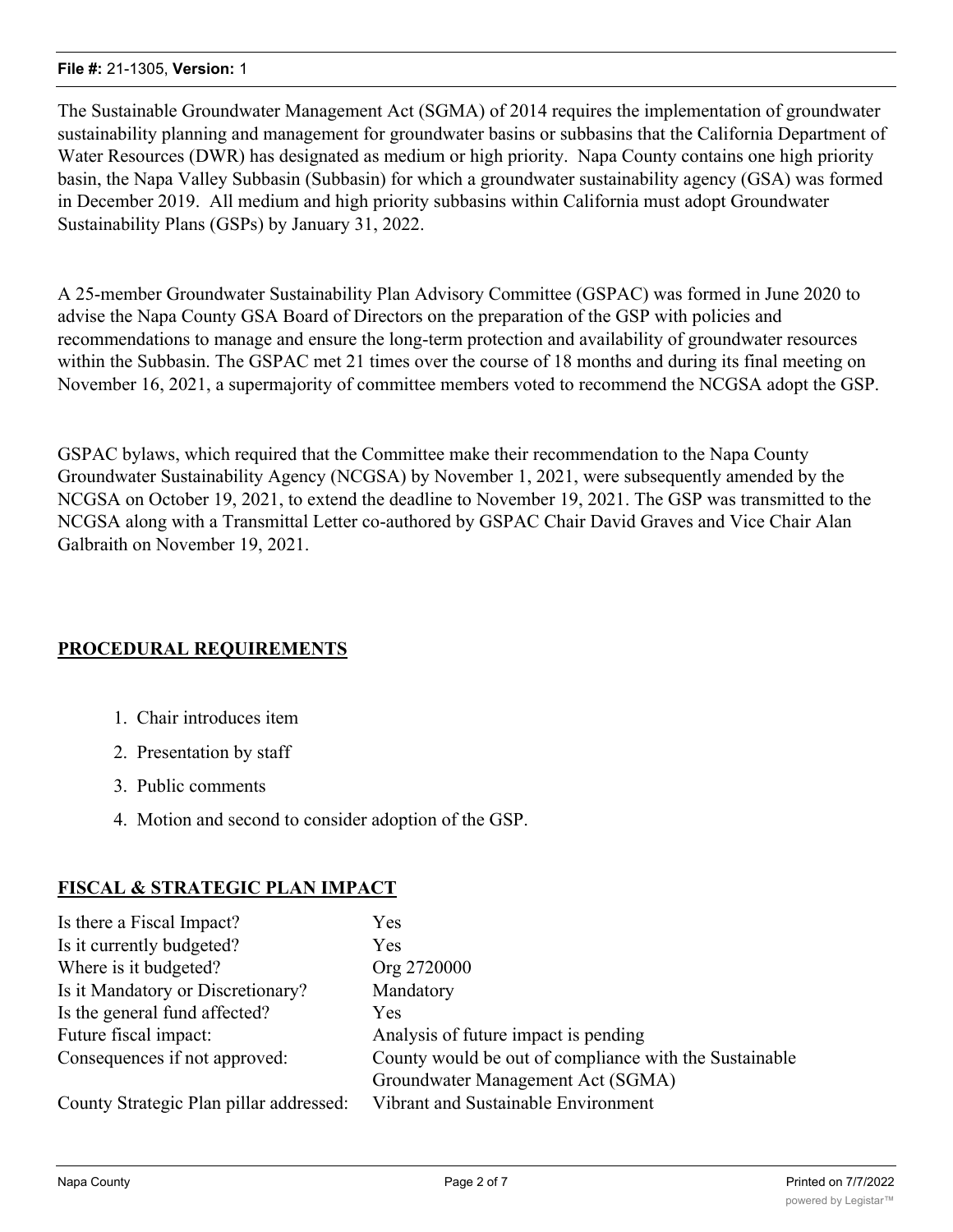The Sustainable Groundwater Management Act (SGMA) of 2014 requires the implementation of groundwater sustainability planning and management for groundwater basins or subbasins that the California Department of Water Resources (DWR) has designated as medium or high priority. Napa County contains one high priority basin, the Napa Valley Subbasin (Subbasin) for which a groundwater sustainability agency (GSA) was formed in December 2019. All medium and high priority subbasins within California must adopt Groundwater Sustainability Plans (GSPs) by January 31, 2022.

A 25-member Groundwater Sustainability Plan Advisory Committee (GSPAC) was formed in June 2020 to advise the Napa County GSA Board of Directors on the preparation of the GSP with policies and recommendations to manage and ensure the long-term protection and availability of groundwater resources within the Subbasin. The GSPAC met 21 times over the course of 18 months and during its final meeting on November 16, 2021, a supermajority of committee members voted to recommend the NCGSA adopt the GSP.

GSPAC bylaws, which required that the Committee make their recommendation to the Napa County Groundwater Sustainability Agency (NCGSA) by November 1, 2021, were subsequently amended by the NCGSA on October 19, 2021, to extend the deadline to November 19, 2021. The GSP was transmitted to the NCGSA along with a Transmittal Letter co-authored by GSPAC Chair David Graves and Vice Chair Alan Galbraith on November 19, 2021.

## PROCEDURAL REQUIREMENTS

1. Chair introduces item
2. Presentation by staff
3. Public comments
4. Motion and second to consider adoption of the GSP.

## FISCAL & STRATEGIC PLAN IMPACT

| | |
|---|---|
| Is there a Fiscal Impact? | Yes |
| Is it currently budgeted? | Yes |
| Where is it budgeted? | Org 2720000 |
| Is it Mandatory or Discretionary? | Mandatory |
| Is the general fund affected? | Yes |
| Future fiscal impact: | Analysis of future impact is pending |
| Consequences if not approved: | County would be out of compliance with the Sustainable Groundwater Management Act (SGMA) |
| County Strategic Plan pillar addressed: | Vibrant and Sustainable Environment |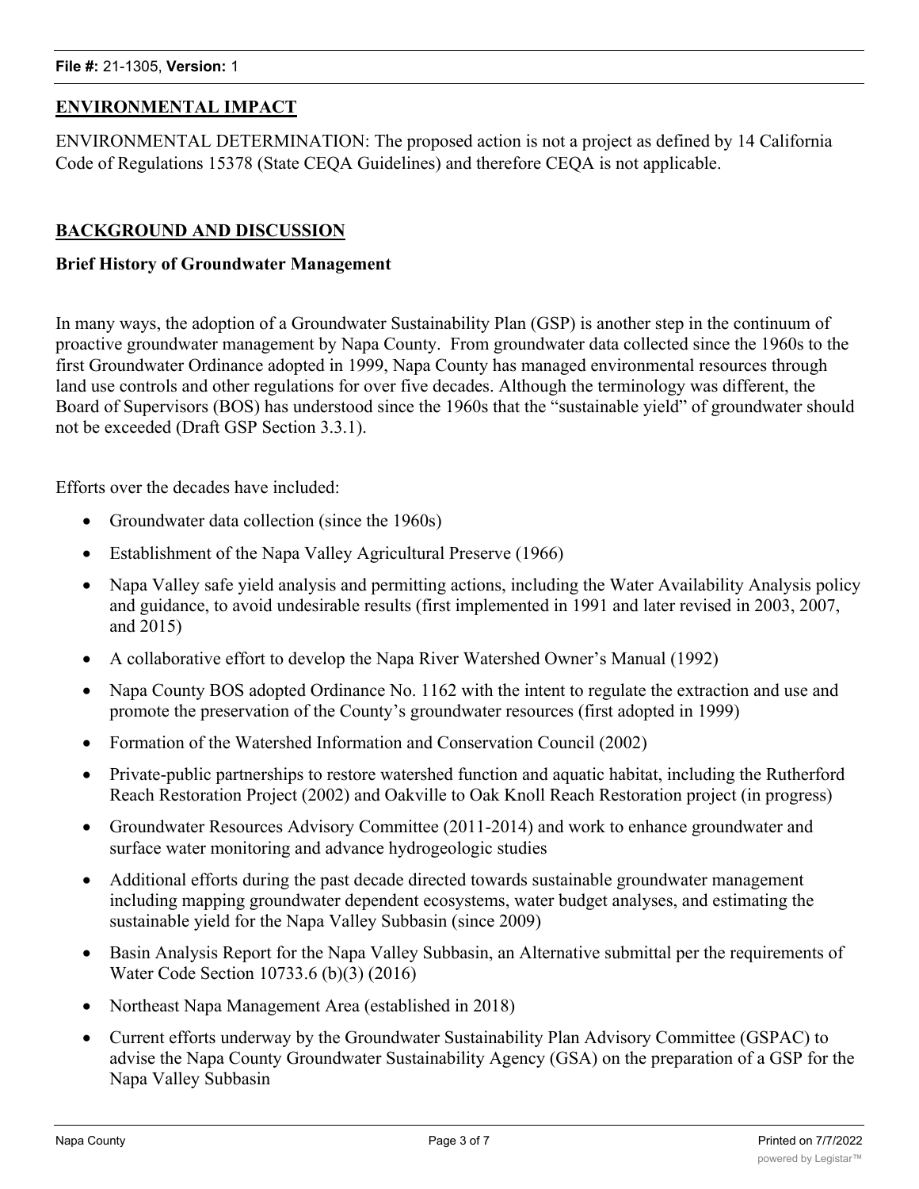## ENVIRONMENTAL IMPACT

ENVIRONMENTAL DETERMINATION: The proposed action is not a project as defined by 14 California Code of Regulations 15378 (State CEQA Guidelines) and therefore CEQA is not applicable.

## BACKGROUND AND DISCUSSION

### Brief History of Groundwater Management

In many ways, the adoption of a Groundwater Sustainability Plan (GSP) is another step in the continuum of proactive groundwater management by Napa County. From groundwater data collected since the 1960s to the first Groundwater Ordinance adopted in 1999, Napa County has managed environmental resources through land use controls and other regulations for over five decades. Although the terminology was different, the Board of Supervisors (BOS) has understood since the 1960s that the "sustainable yield" of groundwater should not be exceeded (Draft GSP Section 3.3.1).

Efforts over the decades have included:

- Groundwater data collection (since the 1960s)
- Establishment of the Napa Valley Agricultural Preserve (1966)
- Napa Valley safe yield analysis and permitting actions, including the Water Availability Analysis policy and guidance, to avoid undesirable results (first implemented in 1991 and later revised in 2003, 2007, and 2015)
- A collaborative effort to develop the Napa River Watershed Owner's Manual (1992)
- Napa County BOS adopted Ordinance No. 1162 with the intent to regulate the extraction and use and promote the preservation of the County's groundwater resources (first adopted in 1999)
- Formation of the Watershed Information and Conservation Council (2002)
- Private-public partnerships to restore watershed function and aquatic habitat, including the Rutherford Reach Restoration Project (2002) and Oakville to Oak Knoll Reach Restoration project (in progress)
- Groundwater Resources Advisory Committee (2011-2014) and work to enhance groundwater and surface water monitoring and advance hydrogeologic studies
- Additional efforts during the past decade directed towards sustainable groundwater management including mapping groundwater dependent ecosystems, water budget analyses, and estimating the sustainable yield for the Napa Valley Subbasin (since 2009)
- Basin Analysis Report for the Napa Valley Subbasin, an Alternative submittal per the requirements of Water Code Section 10733.6 (b)(3) (2016)
- Northeast Napa Management Area (established in 2018)
- Current efforts underway by the Groundwater Sustainability Plan Advisory Committee (GSPAC) to advise the Napa County Groundwater Sustainability Agency (GSA) on the preparation of a GSP for the Napa Valley Subbasin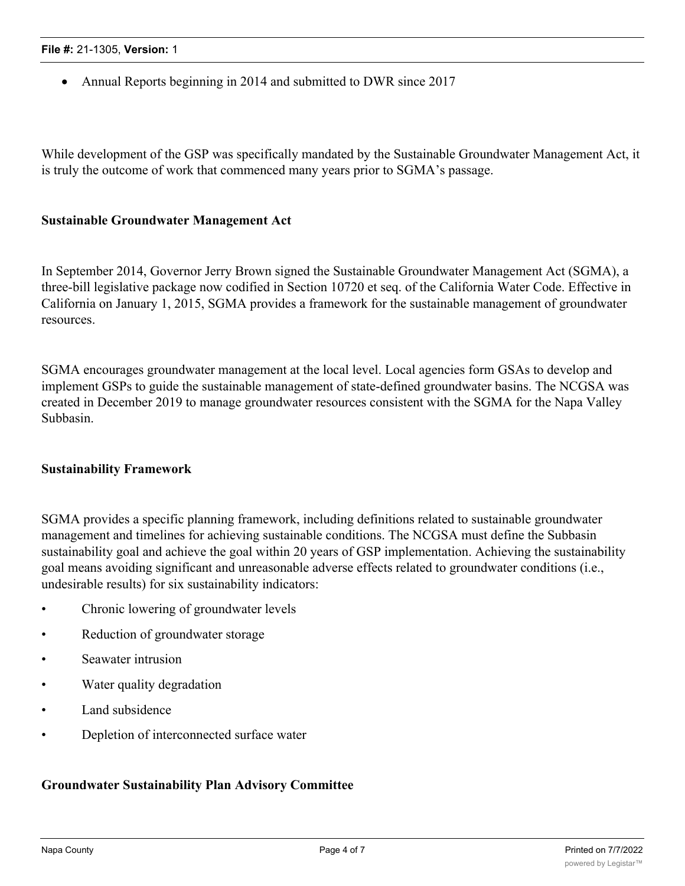- Annual Reports beginning in 2014 and submitted to DWR since 2017

While development of the GSP was specifically mandated by the Sustainable Groundwater Management Act, it is truly the outcome of work that commenced many years prior to SGMA's passage.

**Sustainable Groundwater Management Act**

In September 2014, Governor Jerry Brown signed the Sustainable Groundwater Management Act (SGMA), a three-bill legislative package now codified in Section 10720 et seq. of the California Water Code. Effective in California on January 1, 2015, SGMA provides a framework for the sustainable management of groundwater resources.

SGMA encourages groundwater management at the local level. Local agencies form GSAs to develop and implement GSPs to guide the sustainable management of state-defined groundwater basins. The NCGSA was created in December 2019 to manage groundwater resources consistent with the SGMA for the Napa Valley Subbasin.

**Sustainability Framework**

SGMA provides a specific planning framework, including definitions related to sustainable groundwater management and timelines for achieving sustainable conditions. The NCGSA must define the Subbasin sustainability goal and achieve the goal within 20 years of GSP implementation. Achieving the sustainability goal means avoiding significant and unreasonable adverse effects related to groundwater conditions (i.e., undesirable results) for six sustainability indicators:

- Chronic lowering of groundwater levels
- Reduction of groundwater storage
- Seawater intrusion
- Water quality degradation
- Land subsidence
- Depletion of interconnected surface water

**Groundwater Sustainability Plan Advisory Committee**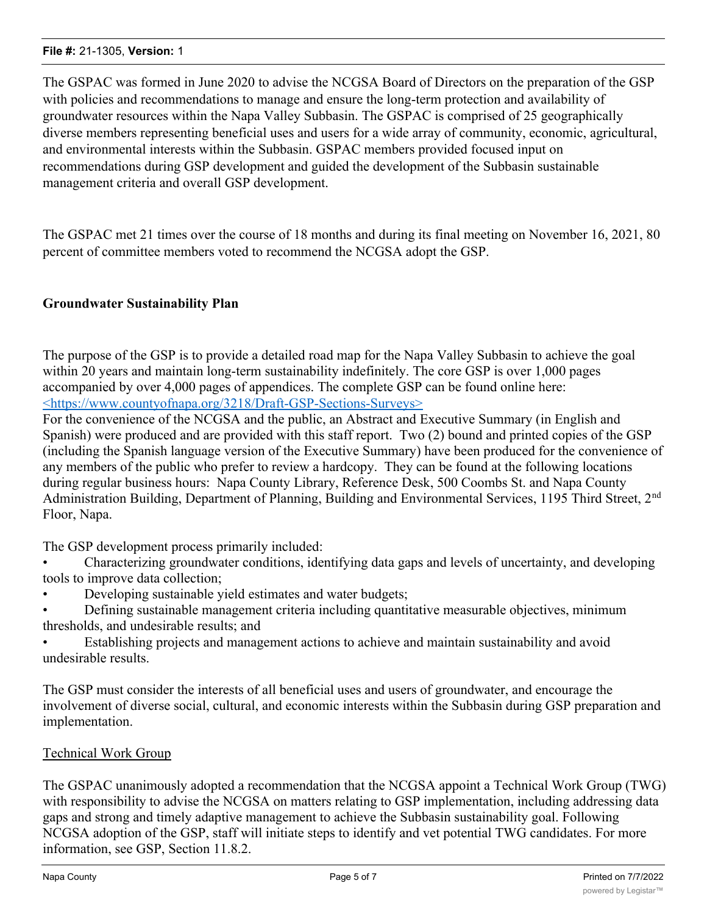The GSPAC was formed in June 2020 to advise the NCGSA Board of Directors on the preparation of the GSP with policies and recommendations to manage and ensure the long-term protection and availability of groundwater resources within the Napa Valley Subbasin. The GSPAC is comprised of 25 geographically diverse members representing beneficial uses and users for a wide array of community, economic, agricultural, and environmental interests within the Subbasin. GSPAC members provided focused input on recommendations during GSP development and guided the development of the Subbasin sustainable management criteria and overall GSP development.

The GSPAC met 21 times over the course of 18 months and during its final meeting on November 16, 2021, 80 percent of committee members voted to recommend the NCGSA adopt the GSP.

## Groundwater Sustainability Plan

The purpose of the GSP is to provide a detailed road map for the Napa Valley Subbasin to achieve the goal within 20 years and maintain long-term sustainability indefinitely. The core GSP is over 1,000 pages accompanied by over 4,000 pages of appendices. The complete GSP can be found online here: <https://www.countyofnapa.org/3218/Draft-GSP-Sections-Surveys>

For the convenience of the NCGSA and the public, an Abstract and Executive Summary (in English and Spanish) were produced and are provided with this staff report. Two (2) bound and printed copies of the GSP (including the Spanish language version of the Executive Summary) have been produced for the convenience of any members of the public who prefer to review a hardcopy. They can be found at the following locations during regular business hours: Napa County Library, Reference Desk, 500 Coombs St. and Napa County Administration Building, Department of Planning, Building and Environmental Services, 1195 Third Street, 2nd Floor, Napa.

The GSP development process primarily included:

- Characterizing groundwater conditions, identifying data gaps and levels of uncertainty, and developing tools to improve data collection;
- Developing sustainable yield estimates and water budgets;
- Defining sustainable management criteria including quantitative measurable objectives, minimum thresholds, and undesirable results; and
- Establishing projects and management actions to achieve and maintain sustainability and avoid undesirable results.

The GSP must consider the interests of all beneficial uses and users of groundwater, and encourage the involvement of diverse social, cultural, and economic interests within the Subbasin during GSP preparation and implementation.

### Technical Work Group

The GSPAC unanimously adopted a recommendation that the NCGSA appoint a Technical Work Group (TWG) with responsibility to advise the NCGSA on matters relating to GSP implementation, including addressing data gaps and strong and timely adaptive management to achieve the Subbasin sustainability goal. Following NCGSA adoption of the GSP, staff will initiate steps to identify and vet potential TWG candidates. For more information, see GSP, Section 11.8.2.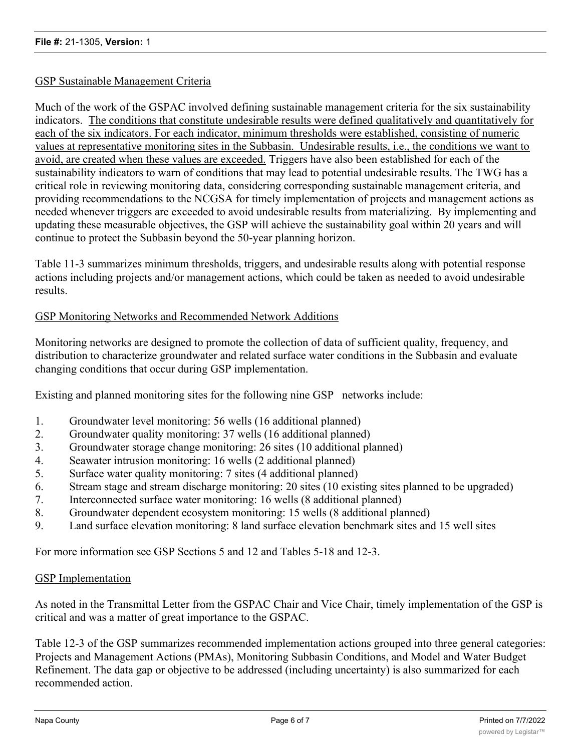## GSP Sustainable Management Criteria

Much of the work of the GSPAC involved defining sustainable management criteria for the six sustainability indicators. The conditions that constitute undesirable results were defined qualitatively and quantitatively for each of the six indicators. For each indicator, minimum thresholds were established, consisting of numeric values at representative monitoring sites in the Subbasin. Undesirable results, i.e., the conditions we want to avoid, are created when these values are exceeded. Triggers have also been established for each of the sustainability indicators to warn of conditions that may lead to potential undesirable results. The TWG has a critical role in reviewing monitoring data, considering corresponding sustainable management criteria, and providing recommendations to the NCGSA for timely implementation of projects and management actions as needed whenever triggers are exceeded to avoid undesirable results from materializing. By implementing and updating these measurable objectives, the GSP will achieve the sustainability goal within 20 years and will continue to protect the Subbasin beyond the 50-year planning horizon.

Table 11-3 summarizes minimum thresholds, triggers, and undesirable results along with potential response actions including projects and/or management actions, which could be taken as needed to avoid undesirable results.

## GSP Monitoring Networks and Recommended Network Additions

Monitoring networks are designed to promote the collection of data of sufficient quality, frequency, and distribution to characterize groundwater and related surface water conditions in the Subbasin and evaluate changing conditions that occur during GSP implementation.

Existing and planned monitoring sites for the following nine GSP networks include:

1. Groundwater level monitoring: 56 wells (16 additional planned)
2. Groundwater quality monitoring: 37 wells (16 additional planned)
3. Groundwater storage change monitoring: 26 sites (10 additional planned)
4. Seawater intrusion monitoring: 16 wells (2 additional planned)
5. Surface water quality monitoring: 7 sites (4 additional planned)
6. Stream stage and stream discharge monitoring: 20 sites (10 existing sites planned to be upgraded)
7. Interconnected surface water monitoring: 16 wells (8 additional planned)
8. Groundwater dependent ecosystem monitoring: 15 wells (8 additional planned)
9. Land surface elevation monitoring: 8 land surface elevation benchmark sites and 15 well sites

For more information see GSP Sections 5 and 12 and Tables 5-18 and 12-3.

## GSP Implementation

As noted in the Transmittal Letter from the GSPAC Chair and Vice Chair, timely implementation of the GSP is critical and was a matter of great importance to the GSPAC.

Table 12-3 of the GSP summarizes recommended implementation actions grouped into three general categories: Projects and Management Actions (PMAs), Monitoring Subbasin Conditions, and Model and Water Budget Refinement. The data gap or objective to be addressed (including uncertainty) is also summarized for each recommended action.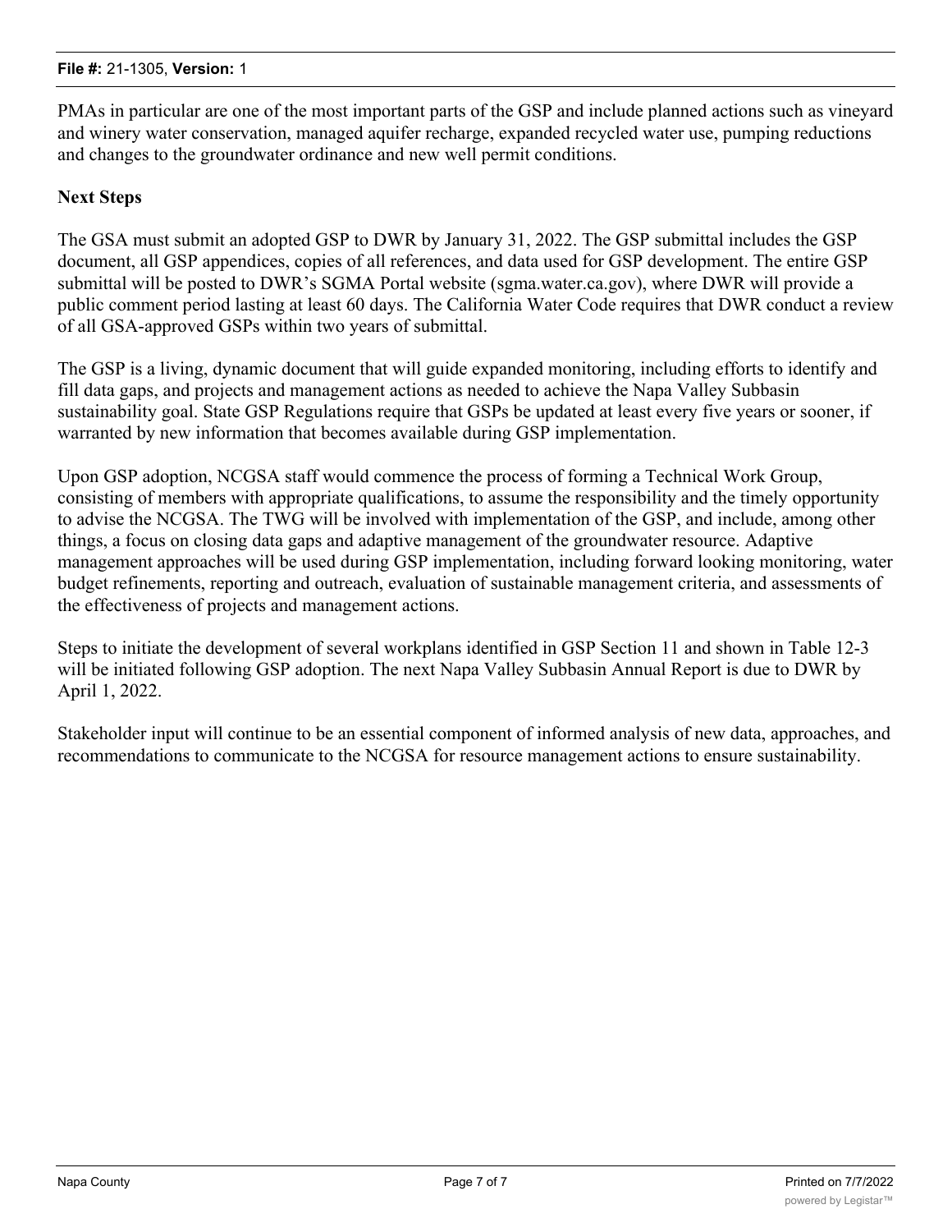PMAs in particular are one of the most important parts of the GSP and include planned actions such as vineyard and winery water conservation, managed aquifer recharge, expanded recycled water use, pumping reductions and changes to the groundwater ordinance and new well permit conditions.

## Next Steps

The GSA must submit an adopted GSP to DWR by January 31, 2022. The GSP submittal includes the GSP document, all GSP appendices, copies of all references, and data used for GSP development. The entire GSP submittal will be posted to DWR's SGMA Portal website (sgma.water.ca.gov), where DWR will provide a public comment period lasting at least 60 days. The California Water Code requires that DWR conduct a review of all GSA-approved GSPs within two years of submittal.

The GSP is a living, dynamic document that will guide expanded monitoring, including efforts to identify and fill data gaps, and projects and management actions as needed to achieve the Napa Valley Subbasin sustainability goal. State GSP Regulations require that GSPs be updated at least every five years or sooner, if warranted by new information that becomes available during GSP implementation.

Upon GSP adoption, NCGSA staff would commence the process of forming a Technical Work Group, consisting of members with appropriate qualifications, to assume the responsibility and the timely opportunity to advise the NCGSA. The TWG will be involved with implementation of the GSP, and include, among other things, a focus on closing data gaps and adaptive management of the groundwater resource. Adaptive management approaches will be used during GSP implementation, including forward looking monitoring, water budget refinements, reporting and outreach, evaluation of sustainable management criteria, and assessments of the effectiveness of projects and management actions.

Steps to initiate the development of several workplans identified in GSP Section 11 and shown in Table 12-3 will be initiated following GSP adoption. The next Napa Valley Subbasin Annual Report is due to DWR by April 1, 2022.

Stakeholder input will continue to be an essential component of informed analysis of new data, approaches, and recommendations to communicate to the NCGSA for resource management actions to ensure sustainability.